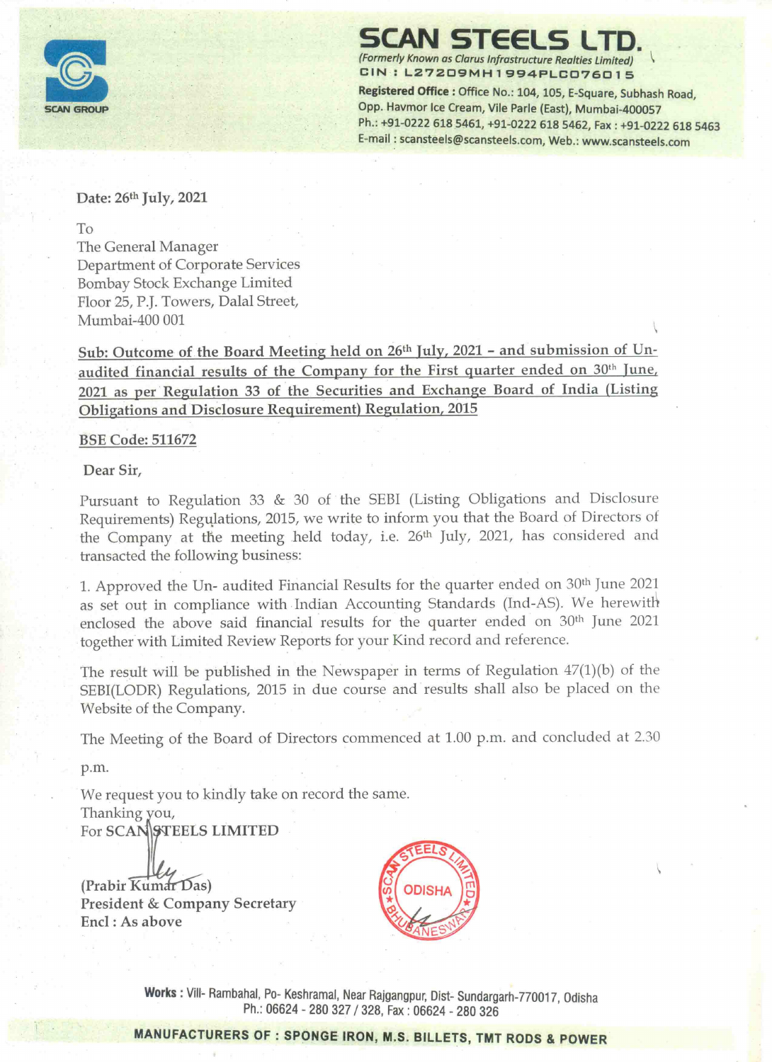# SCAN STEELS LTD.

*(Formerly Known as Clarus Infrastructure Realties Limited)*

CIN : L27209MH1994PLC076015

**Registered Office :** Office No.: 104, 105, E-Square, Subhash Road, Opp. Havmor Ice Cream, Vile Parle (East), Mumbai-400057

Ph.: +91-0222 618 5461, +91-0222 618 5462, Fax : +91-0222 618 5463

E-mail : scansteels@scansteels.com, Web.: www.scansteels.com

SCAN GROUP

**Date: 26th July, 2021**

To
The General Manager
Department of Corporate Services
Bombay Stock Exchange Limited
Floor 25, P.J. Towers, Dalal Street,
Mumbai-400 001

**Sub: Outcome of the Board Meeting held on 26th July, 2021 – and submission of Un-audited financial results of the Company for the First quarter ended on 30th June, 2021 as per Regulation 33 of the Securities and Exchange Board of India (Listing Obligations and Disclosure Requirement) Regulation, 2015**

**BSE Code: 511672**

**Dear Sir,**

Pursuant to Regulation 33 & 30 of the SEBI (Listing Obligations and Disclosure Requirements) Regulations, 2015, we write to inform you that the Board of Directors of the Company at the meeting held today, i.e. 26th July, 2021, has considered and transacted the following business:

1. Approved the Un- audited Financial Results for the quarter ended on 30th June 2021 as set out in compliance with Indian Accounting Standards (Ind-AS). We herewith enclosed the above said financial results for the quarter ended on 30th June 2021 together with Limited Review Reports for your Kind record and reference.

The result will be published in the Newspaper in terms of Regulation 47(1)(b) of the SEBI(LODR) Regulations, 2015 in due course and results shall also be placed on the Website of the Company.

The Meeting of the Board of Directors commenced at 1.00 p.m. and concluded at 2.30 p.m.

We request you to kindly take on record the same.
Thanking you,
**For SCAN STEELS LIMITED**

(Prabir Kumar Das)
**President & Company Secretary**
**Encl : As above**

**Works :** Vill- Rambahal, Po- Keshramal, Near Rajgangpur, Dist- Sundargarh-770017, Odisha
Ph.: 06624 - 280 327 / 328, Fax : 06624 - 280 326

**MANUFACTURERS OF : SPONGE IRON, M.S. BILLETS, TMT RODS & POWER**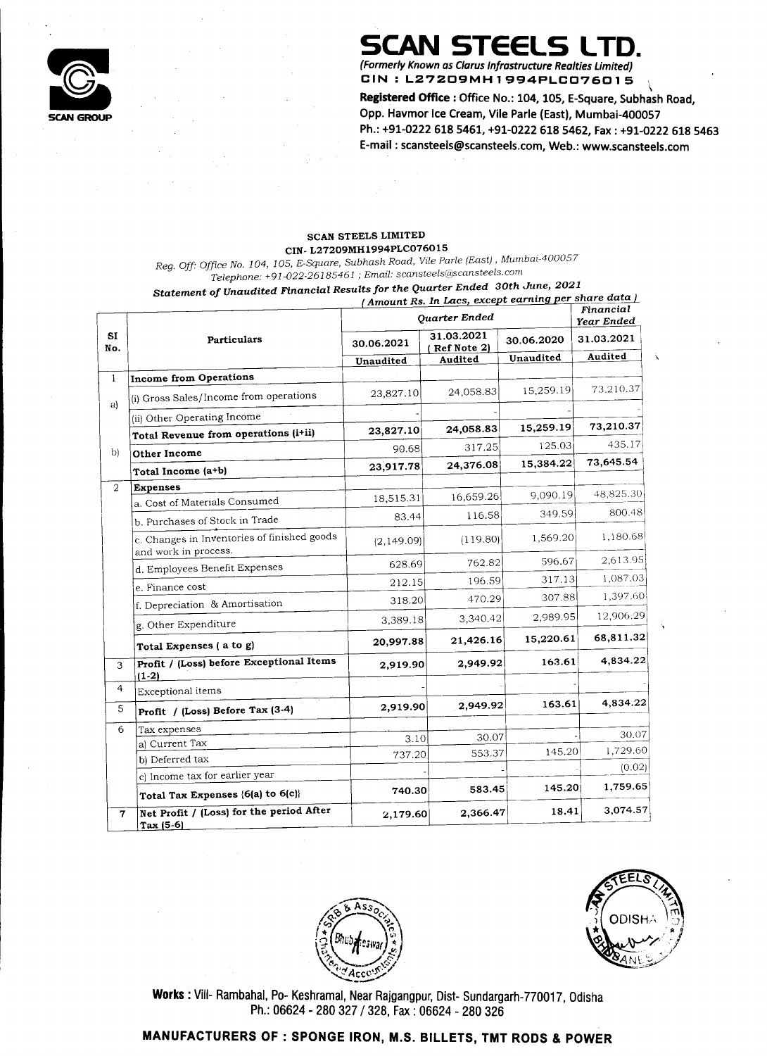# SCAN STEELS LTD.

*(Formerly Known as Clarus Infrastructure Realties Limited)*
**CIN : L27209MH1994PLC076015**

**Registered Office :** Office No.: 104, 105, E-Square, Subhash Road, Opp. Havmor Ice Cream, Vile Parle (East), Mumbai-400057
Ph.: +91-0222 618 5461, +91-0222 618 5462, Fax : +91-0222 618 5463
E-mail : scansteels@scansteels.com, Web.: www.scansteels.com

**SCAN STEELS LIMITED**
**CIN- L27209MH1994PLC076015**

*Reg. Off: Office No. 104, 105, E-Square, Subhash Road, Vile Parle (East), Mumbai-400057*
*Telephone: +91-022-26185461 ; Email: scansteels@scansteels.com*

***Statement of Unaudited Financial Results for the Quarter Ended 30th June, 2021***

*( Amount Rs. In Lacs, except earning per share data )*

| SI No. | Particulars | Quarter Ended | | | Financial Year Ended |
|---|---|---|---|---|---|
| | | 30.06.2021 | 31.03.2021 ( Ref Note 2) | 30.06.2020 | 31.03.2021 |
| | | Unaudited | Audited | Unaudited | Audited |
| 1 | **Income from Operations** | | | | |
| a) | (i) Gross Sales/Income from operations | 23,827.10 | 24,058.83 | 15,259.19 | 73,210.37 |
| | (ii) Other Operating Income | - | - | - | - |
| | **Total Revenue from operations (i+ii)** | **23,827.10** | **24,058.83** | **15,259.19** | **73,210.37** |
| b) | **Other Income** | 90.68 | 317.25 | 125.03 | 435.17 |
| | **Total Income (a+b)** | **23,917.78** | **24,376.08** | **15,384.22** | **73,645.54** |
| 2 | **Expenses** | | | | |
| | a. Cost of Materials Consumed | 18,515.31 | 16,659.26 | 9,090.19 | 48,825.30 |
| | b. Purchases of Stock in Trade | 83.44 | 116.58 | 349.59 | 800.48 |
| | c. Changes in Inventories of finished goods and work in process. | (2,149.09) | (119.80) | 1,569.20 | 1,180.68 |
| | d. Employees Benefit Expenses | 628.69 | 762.82 | 596.67 | 2,613.95 |
| | e. Finance cost | 212.15 | 196.59 | 317.13 | 1,087.03 |
| | f. Depreciation & Amortisation | 318.20 | 470.29 | 307.88 | 1,397.60 |
| | g. Other Expenditure | 3,389.18 | 3,340.42 | 2,989.95 | 12,906.29 |
| | **Total Expenses ( a to g)** | **20,997.88** | **21,426.16** | **15,220.61** | **68,811.32** |
| 3 | **Profit / (Loss) before Exceptional Items (1-2)** | **2,919.90** | **2,949.92** | **163.61** | **4,834.22** |
| 4 | Exceptional items | - | - | - | - |
| 5 | **Profit / (Loss) Before Tax (3-4)** | **2,919.90** | **2,949.92** | **163.61** | **4,834.22** |
| 6 | Tax expenses | | | | |
| | a) Current Tax | 3.10 | 30.07 | - | 30.07 |
| | b) Deferred tax | 737.20 | 553.37 | 145.20 | 1,729.60 |
| | c) Income tax for earlier year | - | - | - | (0.02) |
| | **Total Tax Expenses {6(a) to 6(c)}** | **740.30** | **583.45** | **145.20** | **1,759.65** |
| 7 | **Net Profit / (Loss) for the period After Tax (5-6)** | **2,179.60** | **2,366.47** | **18.41** | **3,074.57** |

**Works :** Vill- Rambahal, Po- Keshramal, Near Rajgangpur, Dist- Sundargarh-770017, Odisha
Ph.: 06624 - 280 327 / 328, Fax : 06624 - 280 326

**MANUFACTURERS OF : SPONGE IRON, M.S. BILLETS, TMT RODS & POWER**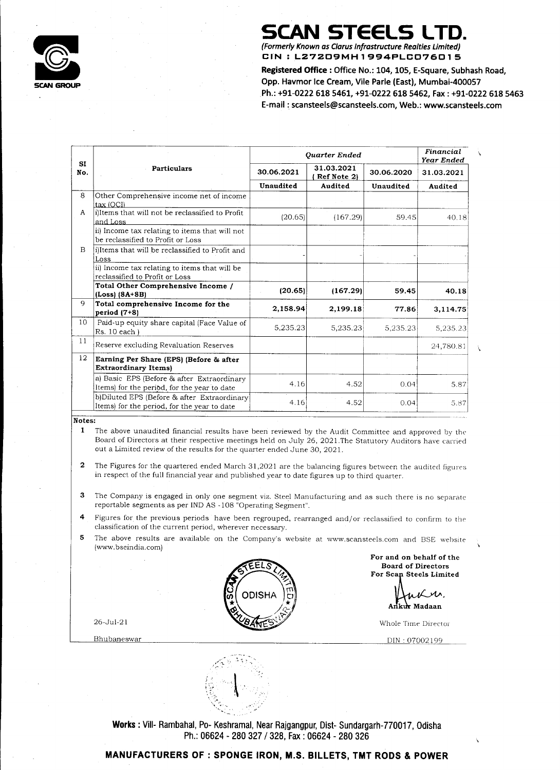# SCAN STEELS LTD.

*(Formerly Known as Clarus Infrastructure Realties Limited)*

**CIN : L27209MH1994PLC076015**

**Registered Office :** Office No.: 104, 105, E-Square, Subhash Road, Opp. Havmor Ice Cream, Vile Parle (East), Mumbai-400057

Ph.: +91-0222 618 5461, +91-0222 618 5462, Fax : +91-0222 618 5463

E-mail : scansteels@scansteels.com, Web.: www.scansteels.com

| SI No. | Particulars | Quarter Ended | | | Financial Year Ended |
|---|---|---|---|---|---|
| | | 30.06.2021 | 31.03.2021 ( Ref Note 2) | 30.06.2020 | 31.03.2021 |
| | | Unaudited | Audited | Unaudited | Audited |
| 8 | Other Comprehensive income net of income tax (OCI) | | | | |
| A | i)Items that will not be reclassified to Profit and Loss | (20.65) | (167.29) | 59.45 | 40.18 |
| | ii) Income tax relating to items that will not be reclassified to Profit or Loss | | | | |
| B | i)Items that will be reclassified to Profit and Loss | - | - | - | - |
| | ii) Income tax relating to items that will be reclassified to Profit or Loss | | | | |
| | **Total Other Comprehensive Income / (Loss) (8A+8B)** | **(20.65)** | **(167.29)** | **59.45** | **40.18** |
| 9 | **Total comprehensive Income for the period (7+8)** | **2,158.94** | **2,199.18** | **77.86** | **3,114.75** |
| 10 | Paid-up equity share capital (Face Value of Rs. 10 each ) | 5,235.23 | 5,235.23 | 5,235.23 | 5,235.23 |
| 11 | Reserve excluding Revaluation Reserves | | | | 24,780.81 |
| 12 | **Earning Per Share (EPS) (Before & after Extraordinary Items)** | | | | |
| | a) Basic EPS (Before & after Extraordinary Items) for the period, for the year to date | 4.16 | 4.52 | 0.04 | 5.87 |
| | b)Diluted EPS (Before & after Extraordinary Items) for the period, for the year to date | 4.16 | 4.52 | 0.04 | 5.87 |

**Notes:**

1. The above unaudited financial results have been reviewed by the Audit Committee and approved by the Board of Directors at their respective meetings held on July 26, 2021.The Statutory Auditors have carried out a Limited review of the results for the quarter ended June 30, 2021.
2. The Figures for the quartered ended March 31,2021 are the balancing figures between the audited figures in respect of the full financial year and published year to date figures up to third quarter.
3. The Company is engaged in only one segment viz. Steel Manufacturing and as such there is no separate reportable segments as per IND AS -108 "Operating Segment".
4. Figures for the previous periods have been regrouped, rearranged and/or reclassified to confirm to the classification of the current period, wherever necessary.
5. The above results are available on the Company's website at www.scansteels.com and BSE website (www.bseindia.com)

**For and on behalf of the Board of Directors**
**For Scan Steels Limited**

Ankur Madaan

Whole Time Director

DIN : 07002199

26-Jul-21

Bhubaneswar

**Works :** Vill- Rambahal, Po- Keshramal, Near Rajgangpur, Dist- Sundargarh-770017, Odisha
Ph.: 06624 - 280 327 / 328, Fax : 06624 - 280 326

**MANUFACTURERS OF : SPONGE IRON, M.S. BILLETS, TMT RODS & POWER**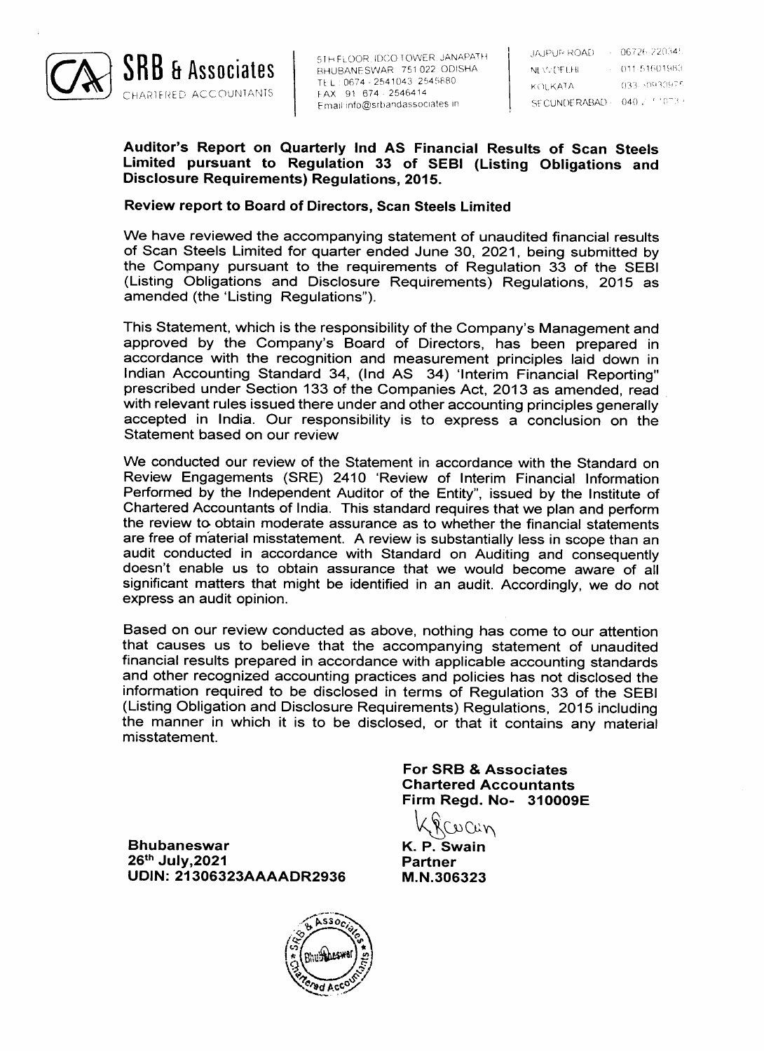**SRB & Associates**
CHARTERED ACCOUNTANTS

5TH FLOOR, IDCO TOWER, JANAPATH
BHUBANESWAR - 751 022, ODISHA
TEL : 0674 - 2541043, 2545680
FAX : 91 674 - 2546414
Email: info@srbandassociates.in

JAJPUR ROAD - 06726-220345
NEW DELHI - 011-51601983
KOLKATA - 033-30930975
SECUNDERABAD - 040-

## Auditor's Report on Quarterly Ind AS Financial Results of Scan Steels Limited pursuant to Regulation 33 of SEBI (Listing Obligations and Disclosure Requirements) Regulations, 2015.

### Review report to Board of Directors, Scan Steels Limited

We have reviewed the accompanying statement of unaudited financial results of Scan Steels Limited for quarter ended June 30, 2021, being submitted by the Company pursuant to the requirements of Regulation 33 of the SEBI (Listing Obligations and Disclosure Requirements) Regulations, 2015 as amended (the 'Listing Regulations").

This Statement, which is the responsibility of the Company's Management and approved by the Company's Board of Directors, has been prepared in accordance with the recognition and measurement principles laid down in Indian Accounting Standard 34, (Ind AS 34) 'Interim Financial Reporting" prescribed under Section 133 of the Companies Act, 2013 as amended, read with relevant rules issued there under and other accounting principles generally accepted in India. Our responsibility is to express a conclusion on the Statement based on our review

We conducted our review of the Statement in accordance with the Standard on Review Engagements (SRE) 2410 'Review of Interim Financial Information Performed by the Independent Auditor of the Entity", issued by the Institute of Chartered Accountants of India. This standard requires that we plan and perform the review to obtain moderate assurance as to whether the financial statements are free of material misstatement. A review is substantially less in scope than an audit conducted in accordance with Standard on Auditing and consequently doesn't enable us to obtain assurance that we would become aware of all significant matters that might be identified in an audit. Accordingly, we do not express an audit opinion.

Based on our review conducted as above, nothing has come to our attention that causes us to believe that the accompanying statement of unaudited financial results prepared in accordance with applicable accounting standards and other recognized accounting practices and policies has not disclosed the information required to be disclosed in terms of Regulation 33 of the SEBI (Listing Obligation and Disclosure Requirements) Regulations, 2015 including the manner in which it is to be disclosed, or that it contains any material misstatement.

**For SRB & Associates**
**Chartered Accountants**
**Firm Regd. No- 310009E**

**K. P. Swain**
**Partner**
**M.N.306323**

**Bhubaneswar**
**26th July,2021**
**UDIN: 21306323AAAADR2936**